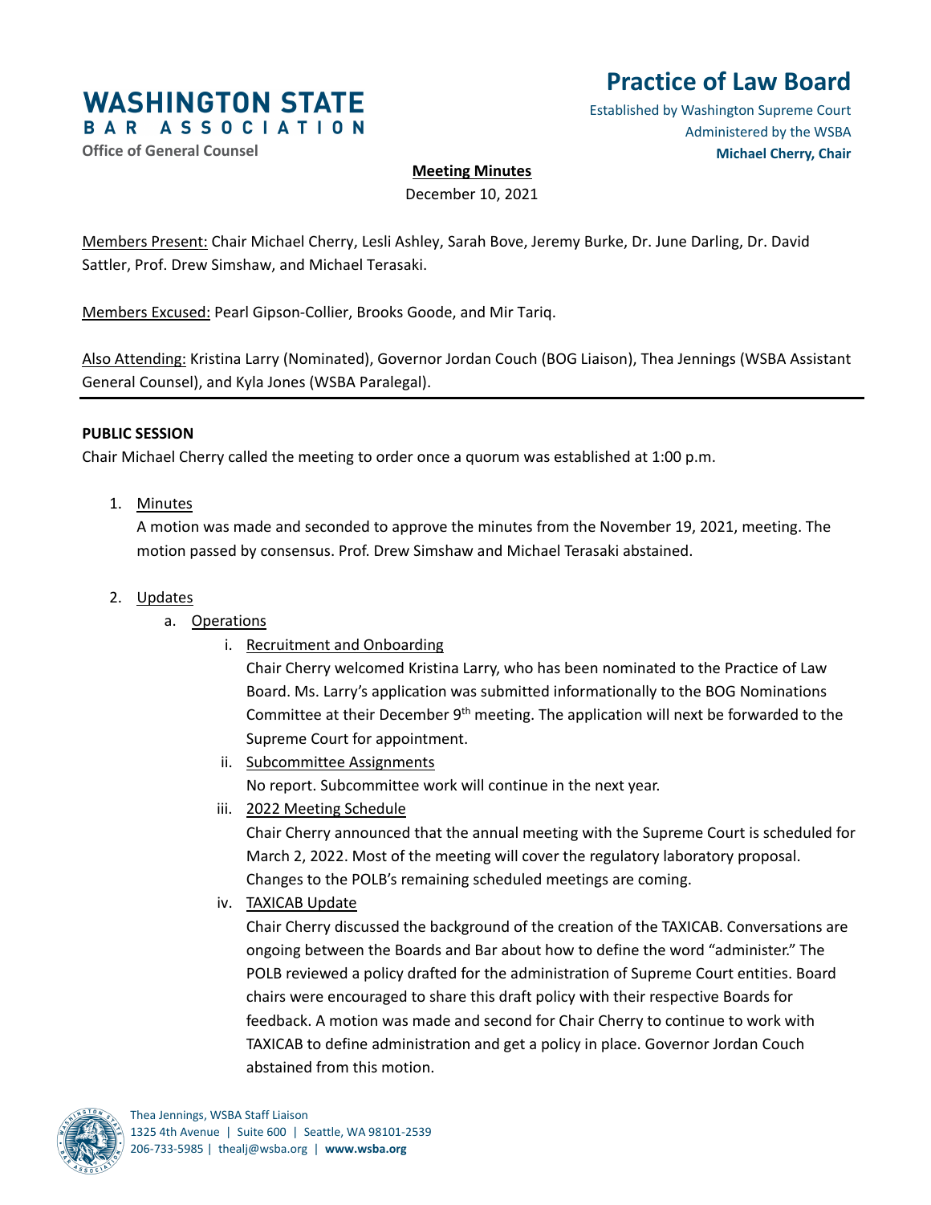**WASHINGTON STATE BAR ASSOCIATION**
Office of General Counsel

# Practice of Law Board

Established by Washington Supreme Court
Administered by the WSBA
**Michael Cherry, Chair**

**Meeting Minutes**
December 10, 2021

Members Present: Chair Michael Cherry, Lesli Ashley, Sarah Bove, Jeremy Burke, Dr. June Darling, Dr. David Sattler, Prof. Drew Simshaw, and Michael Terasaki.

Members Excused: Pearl Gipson-Collier, Brooks Goode, and Mir Tariq.

Also Attending: Kristina Larry (Nominated), Governor Jordan Couch (BOG Liaison), Thea Jennings (WSBA Assistant General Counsel), and Kyla Jones (WSBA Paralegal).

---

**PUBLIC SESSION**

Chair Michael Cherry called the meeting to order once a quorum was established at 1:00 p.m.

1. Minutes
   A motion was made and seconded to approve the minutes from the November 19, 2021, meeting. The motion passed by consensus. Prof. Drew Simshaw and Michael Terasaki abstained.

2. Updates
   a. Operations
      i. Recruitment and Onboarding
         Chair Cherry welcomed Kristina Larry, who has been nominated to the Practice of Law Board. Ms. Larry's application was submitted informationally to the BOG Nominations Committee at their December 9th meeting. The application will next be forwarded to the Supreme Court for appointment.
      ii. Subcommittee Assignments
         No report. Subcommittee work will continue in the next year.
      iii. 2022 Meeting Schedule
         Chair Cherry announced that the annual meeting with the Supreme Court is scheduled for March 2, 2022. Most of the meeting will cover the regulatory laboratory proposal. Changes to the POLB's remaining scheduled meetings are coming.
      iv. TAXICAB Update
         Chair Cherry discussed the background of the creation of the TAXICAB. Conversations are ongoing between the Boards and Bar about how to define the word "administer." The POLB reviewed a policy drafted for the administration of Supreme Court entities. Board chairs were encouraged to share this draft policy with their respective Boards for feedback. A motion was made and second for Chair Cherry to continue to work with TAXICAB to define administration and get a policy in place. Governor Jordan Couch abstained from this motion.

Thea Jennings, WSBA Staff Liaison
1325 4th Avenue | Suite 600 | Seattle, WA 98101-2539
206-733-5985 | thealj@wsba.org | **www.wsba.org**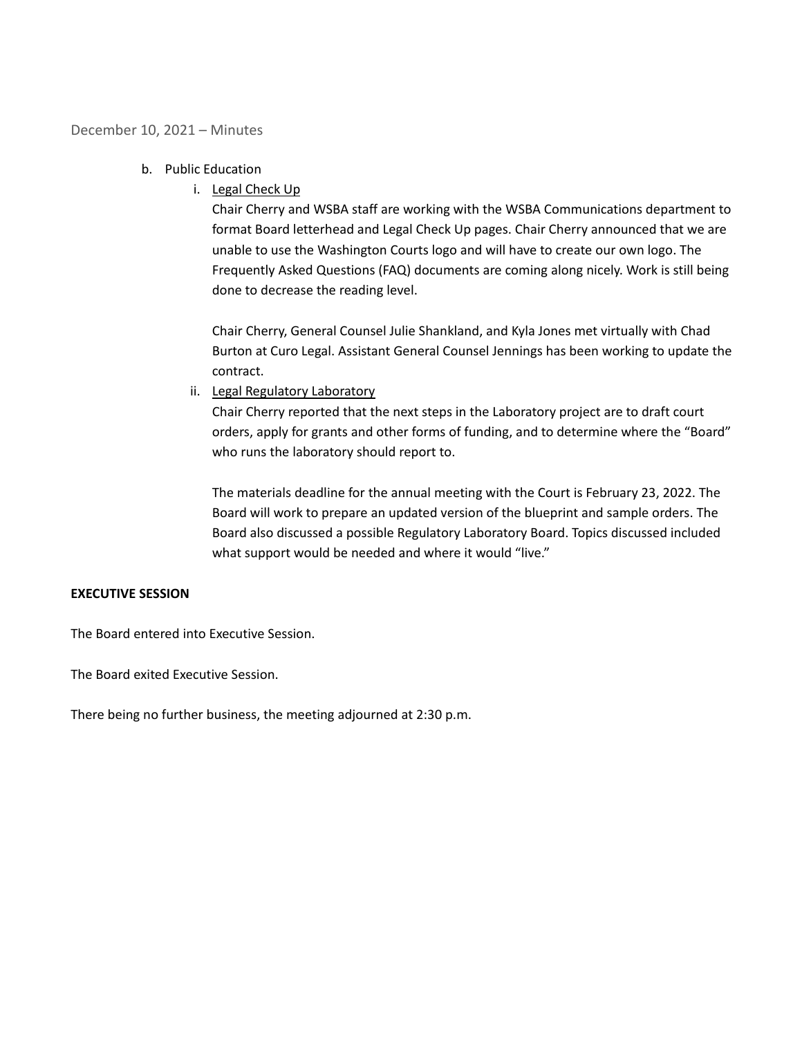b. Public Education

   i. Legal Check Up

      Chair Cherry and WSBA staff are working with the WSBA Communications department to format Board letterhead and Legal Check Up pages. Chair Cherry announced that we are unable to use the Washington Courts logo and will have to create our own logo. The Frequently Asked Questions (FAQ) documents are coming along nicely. Work is still being done to decrease the reading level.

      Chair Cherry, General Counsel Julie Shankland, and Kyla Jones met virtually with Chad Burton at Curo Legal. Assistant General Counsel Jennings has been working to update the contract.

   ii. Legal Regulatory Laboratory

      Chair Cherry reported that the next steps in the Laboratory project are to draft court orders, apply for grants and other forms of funding, and to determine where the "Board" who runs the laboratory should report to.

      The materials deadline for the annual meeting with the Court is February 23, 2022. The Board will work to prepare an updated version of the blueprint and sample orders. The Board also discussed a possible Regulatory Laboratory Board. Topics discussed included what support would be needed and where it would "live."

**EXECUTIVE SESSION**

The Board entered into Executive Session.

The Board exited Executive Session.

There being no further business, the meeting adjourned at 2:30 p.m.